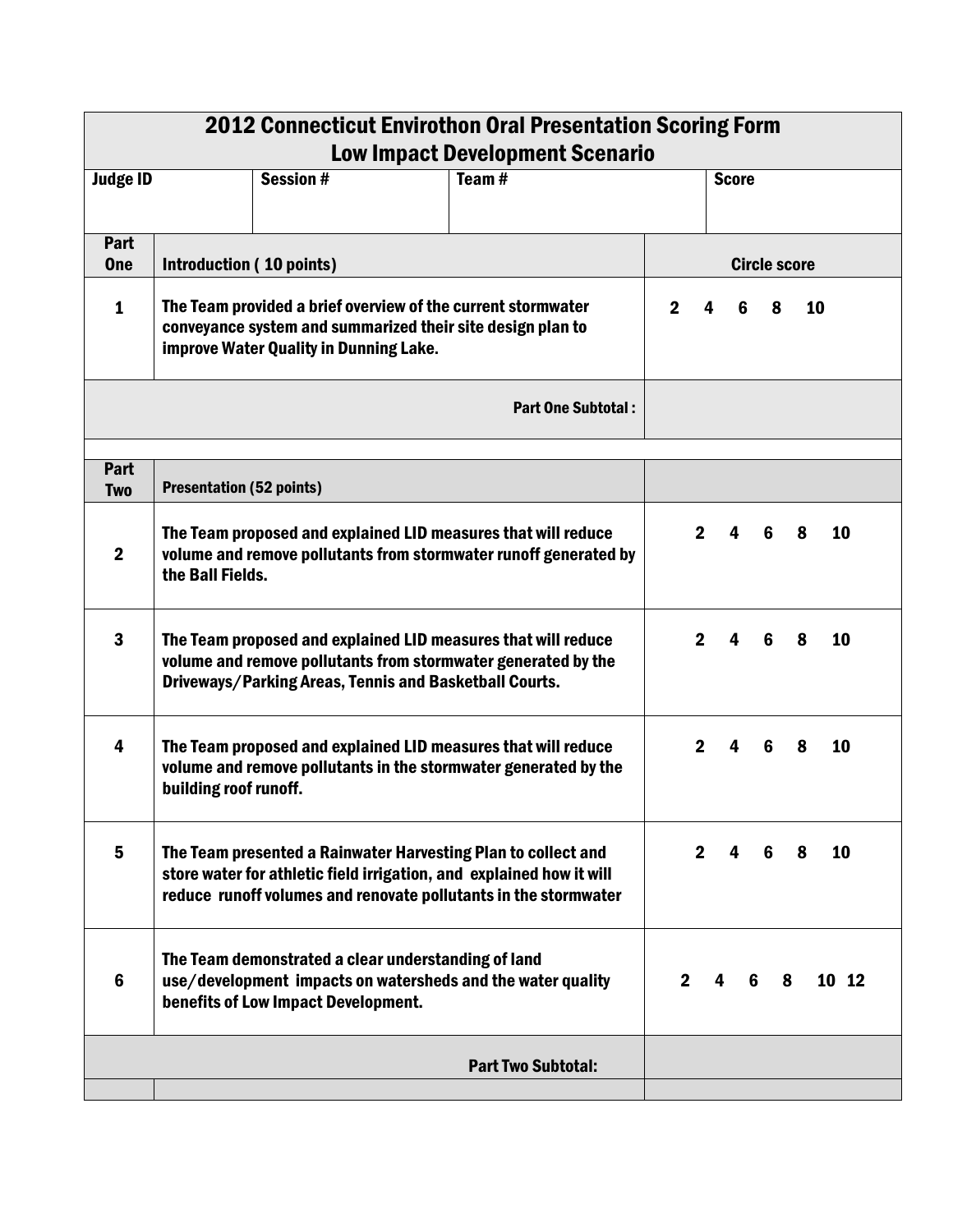# 2012 Connecticut Envirothon Oral Presentation Scoring Form
## Low Impact Development Scenario

| Judge ID | Session # | Team # | Score |
|---|---|---|---|
| | | | |

| Part One | Introduction ( 10 points) | Circle score |
|---|---|---|
| 1 | The Team provided a brief overview of the current stormwater conveyance system and summarized their site design plan to improve Water Quality in Dunning Lake. | 2 4 6 8 10 |
| | **Part One Subtotal :** | |

| Part Two | Presentation (52 points) | |
|---|---|---|
| 2 | The Team proposed and explained LID measures that will reduce volume and remove pollutants from stormwater runoff generated by the Ball Fields. | 2 4 6 8 10 |
| 3 | The Team proposed and explained LID measures that will reduce volume and remove pollutants from stormwater generated by the Driveways/Parking Areas, Tennis and Basketball Courts. | 2 4 6 8 10 |
| 4 | The Team proposed and explained LID measures that will reduce volume and remove pollutants in the stormwater generated by the building roof runoff. | 2 4 6 8 10 |
| 5 | The Team presented a Rainwater Harvesting Plan to collect and store water for athletic field irrigation, and explained how it will reduce runoff volumes and renovate pollutants in the stormwater | 2 4 6 8 10 |
| 6 | The Team demonstrated a clear understanding of land use/development impacts on watersheds and the water quality benefits of Low Impact Development. | 2 4 6 8 10 12 |
| | **Part Two Subtotal:** | |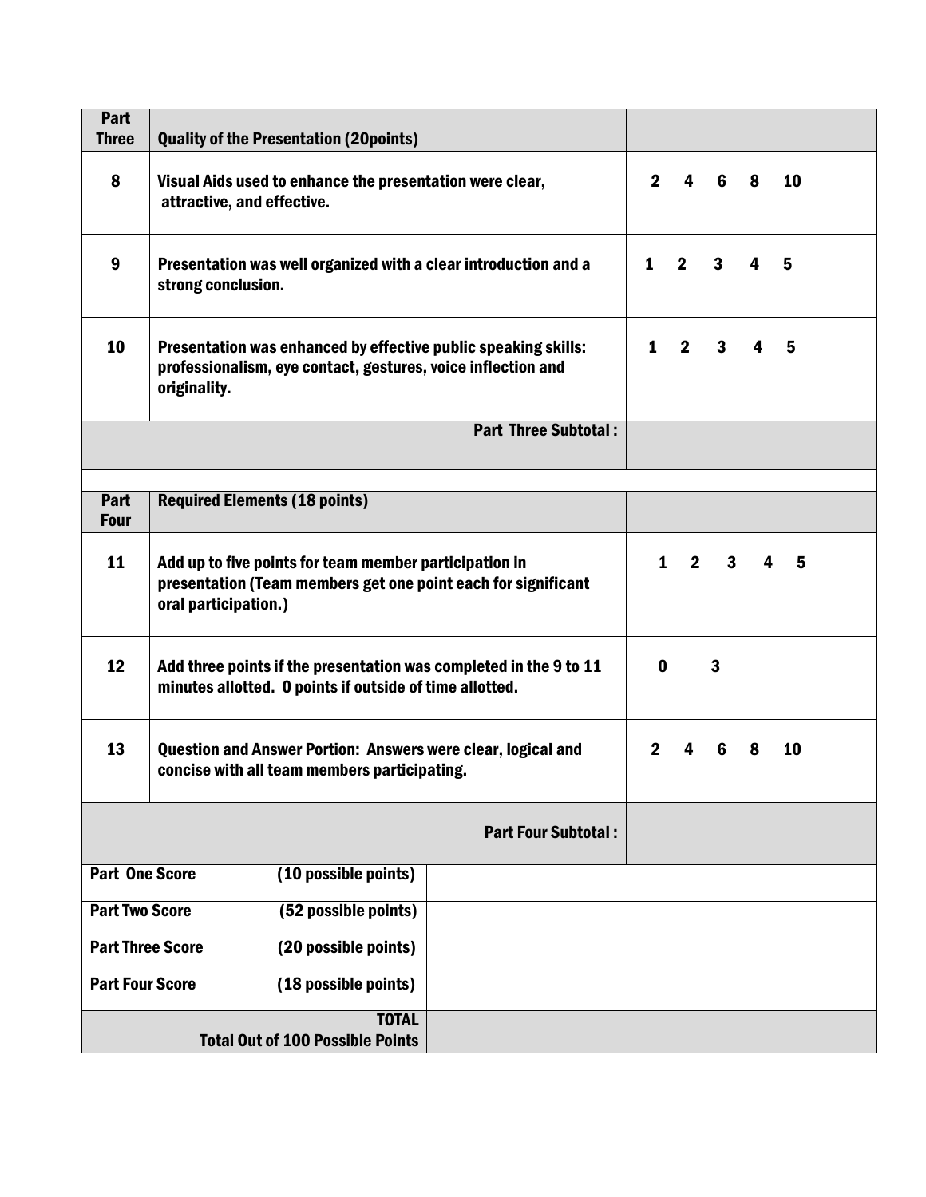| Part Three | Quality of the Presentation (20points) | |
|---|---|---|
| 8 | Visual Aids used to enhance the presentation were clear, attractive, and effective. | 2 4 6 8 10 |
| 9 | Presentation was well organized with a clear introduction and a strong conclusion. | 1 2 3 4 5 |
| 10 | Presentation was enhanced by effective public speaking skills: professionalism, eye contact, gestures, voice inflection and originality. | 1 2 3 4 5 |
| | Part Three Subtotal : | |

| Part Four | Required Elements (18 points) | |
|---|---|---|
| 11 | Add up to five points for team member participation in presentation (Team members get one point each for significant oral participation.) | 1 2 3 4 5 |
| 12 | Add three points if the presentation was completed in the 9 to 11 minutes allotted. 0 points if outside of time allotted. | 0 3 |
| 13 | Question and Answer Portion: Answers were clear, logical and concise with all team members participating. | 2 4 6 8 10 |
| | Part Four Subtotal : | |

| | |
|---|---|
| Part One Score (10 possible points) | |
| Part Two Score (52 possible points) | |
| Part Three Score (20 possible points) | |
| Part Four Score (18 possible points) | |
| TOTAL Total Out of 100 Possible Points | |